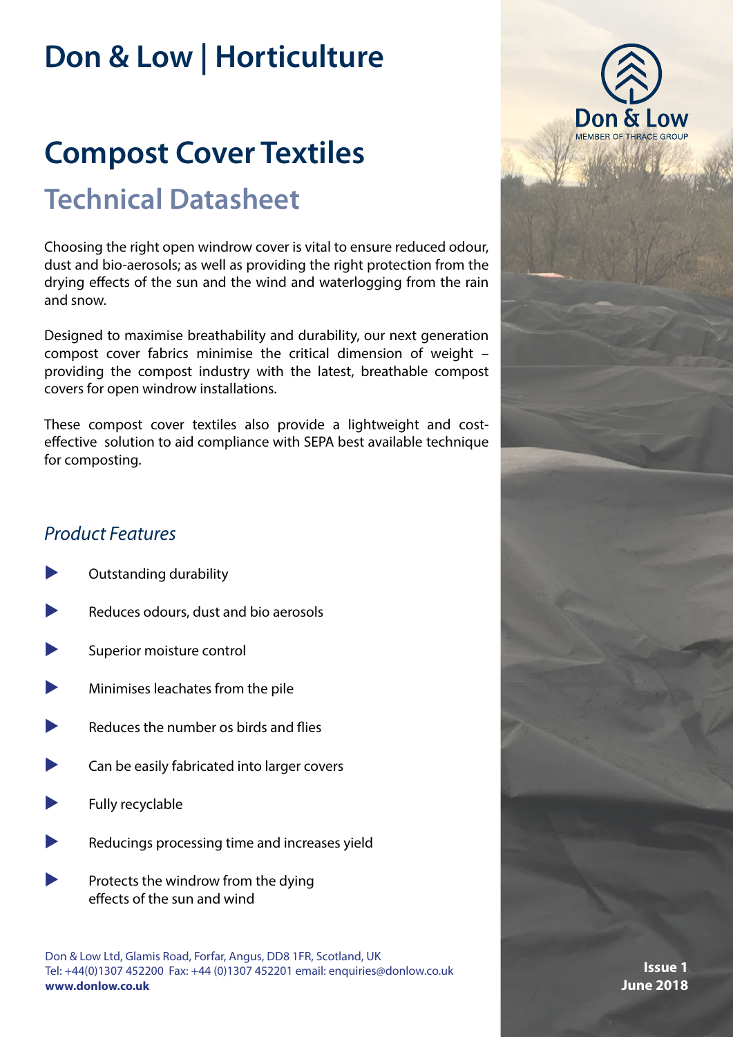# Don & Low | Horticulture

# Compost Cover Textiles

## Technical Datasheet

Choosing the right open windrow cover is vital to ensure reduced odour, dust and bio-aerosols; as well as providing the right protection from the drying effects of the sun and the wind and waterlogging from the rain and snow.

Designed to maximise breathability and durability, our next generation compost cover fabrics minimise the critical dimension of weight – providing the compost industry with the latest, breathable compost covers for open windrow installations.

These compost cover textiles also provide a lightweight and cost-effective solution to aid compliance with SEPA best available technique for composting.

### *Product Features*

- Outstanding durability
- Reduces odours, dust and bio aerosols
- Superior moisture control
- Minimises leachates from the pile
- Reduces the number os birds and flies
- Can be easily fabricated into larger covers
- Fully recyclable
- Reducings processing time and increases yield
- Protects the windrow from the dying effects of the sun and wind

Don & Low
MEMBER OF THRACE GROUP

**Issue 1**
**June 2018**

Don & Low Ltd, Glamis Road, Forfar, Angus, DD8 1FR, Scotland, UK
Tel: +44(0)1307 452200 Fax: +44 (0)1307 452201 email: enquiries@donlow.co.uk
**www.donlow.co.uk**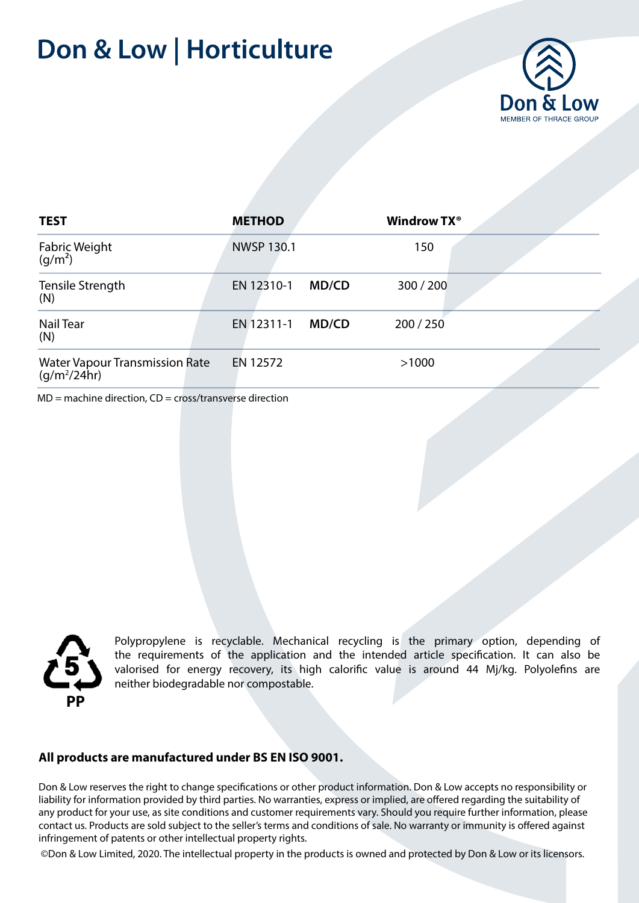# Don & Low | Horticulture

| TEST | METHOD | | Windrow TX® |
|---|---|---|---|
| Fabric Weight ($g/m^2$) | NWSP 130.1 | | 150 |
| Tensile Strength (N) | EN 12310-1 | MD/CD | 300 / 200 |
| Nail Tear (N) | EN 12311-1 | MD/CD | 200 / 250 |
| Water Vapour Transmission Rate ($g/m^2/24hr$) | EN 12572 | | >1000 |

MD = machine direction, CD = cross/transverse direction

5 PP

Polypropylene is recyclable. Mechanical recycling is the primary option, depending of the requirements of the application and the intended article specification. It can also be valorised for energy recovery, its high calorific value is around 44 Mj/kg. Polyolefins are neither biodegradable nor compostable.

**All products are manufactured under BS EN ISO 9001.**

Don & Low reserves the right to change specifications or other product information. Don & Low accepts no responsibility or liability for information provided by third parties. No warranties, express or implied, are offered regarding the suitability of any product for your use, as site conditions and customer requirements vary. Should you require further information, please contact us. Products are sold subject to the seller's terms and conditions of sale. No warranty or immunity is offered against infringement of patents or other intellectual property rights.

©Don & Low Limited, 2020. The intellectual property in the products is owned and protected by Don & Low or its licensors.